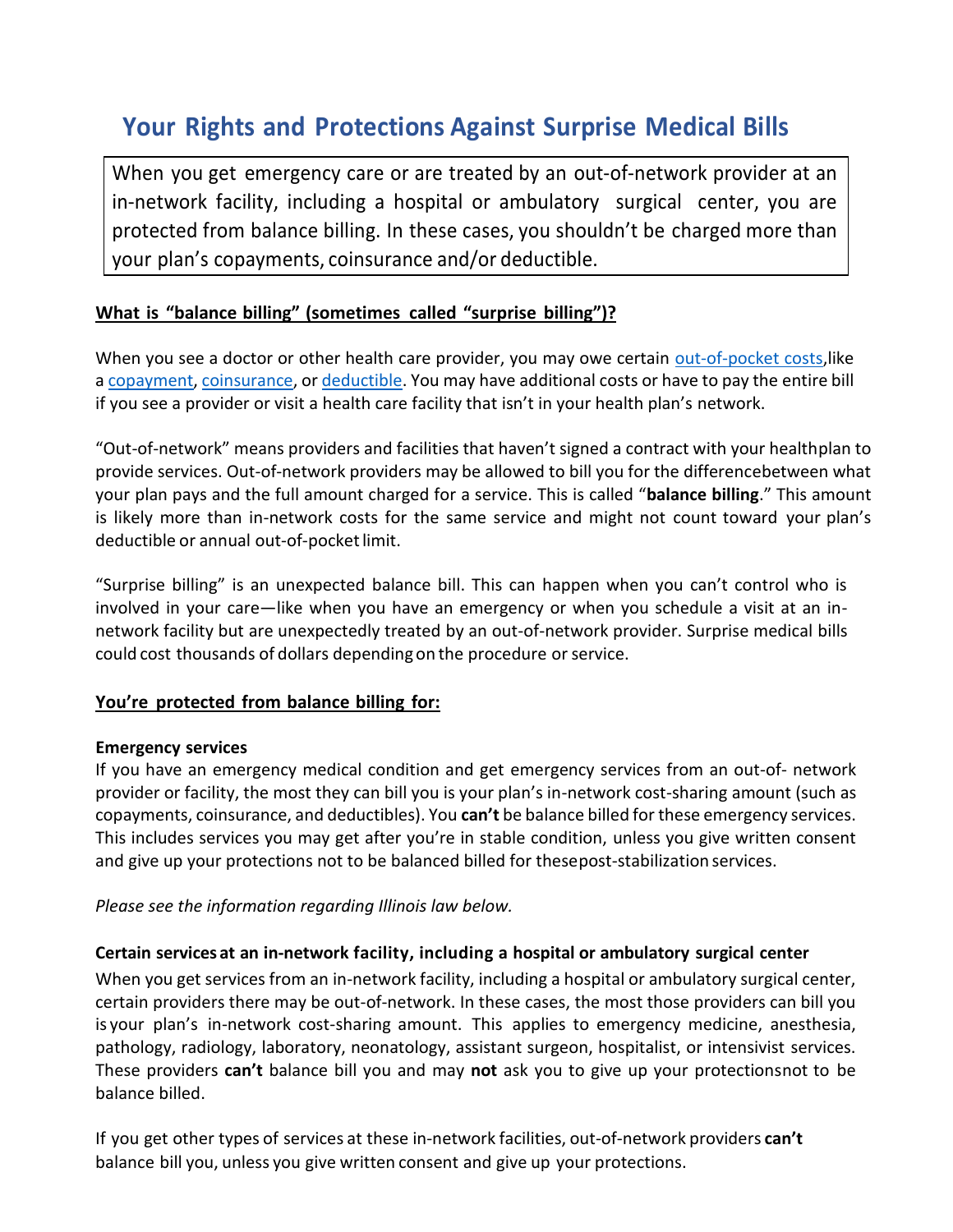# Your Rights and Protections Against Surprise Medical Bills

When you get emergency care or are treated by an out-of-network provider at an in-network facility, including a hospital or ambulatory surgical center, you are protected from balance billing. In these cases, you shouldn't be charged more than your plan's copayments, coinsurance and/or deductible.

**What is "balance billing" (sometimes called "surprise billing")?**

When you see a doctor or other health care provider, you may owe certain out-of-pocket costs,like a copayment, coinsurance, or deductible. You may have additional costs or have to pay the entire bill if you see a provider or visit a health care facility that isn't in your health plan's network.

"Out-of-network" means providers and facilities that haven't signed a contract with your healthplan to provide services. Out-of-network providers may be allowed to bill you for the differencebetween what your plan pays and the full amount charged for a service. This is called "**balance billing**." This amount is likely more than in-network costs for the same service and might not count toward your plan's deductible or annual out-of-pocket limit.

"Surprise billing" is an unexpected balance bill. This can happen when you can't control who is involved in your care—like when you have an emergency or when you schedule a visit at an in-network facility but are unexpectedly treated by an out-of-network provider. Surprise medical bills could cost thousands of dollars depending on the procedure or service.

**You're protected from balance billing for:**

**Emergency services**

If you have an emergency medical condition and get emergency services from an out-of- network provider or facility, the most they can bill you is your plan's in-network cost-sharing amount (such as copayments, coinsurance, and deductibles). You **can't** be balance billed for these emergency services. This includes services you may get after you're in stable condition, unless you give written consent and give up your protections not to be balanced billed for thesepost-stabilization services.

*Please see the information regarding Illinois law below.*

**Certain services at an in-network facility, including a hospital or ambulatory surgical center**

When you get services from an in-network facility, including a hospital or ambulatory surgical center, certain providers there may be out-of-network. In these cases, the most those providers can bill you is your plan's in-network cost-sharing amount. This applies to emergency medicine, anesthesia, pathology, radiology, laboratory, neonatology, assistant surgeon, hospitalist, or intensivist services. These providers **can't** balance bill you and may **not** ask you to give up your protectionsnot to be balance billed.

If you get other types of services at these in-network facilities, out-of-network providers **can't** balance bill you, unless you give written consent and give up your protections.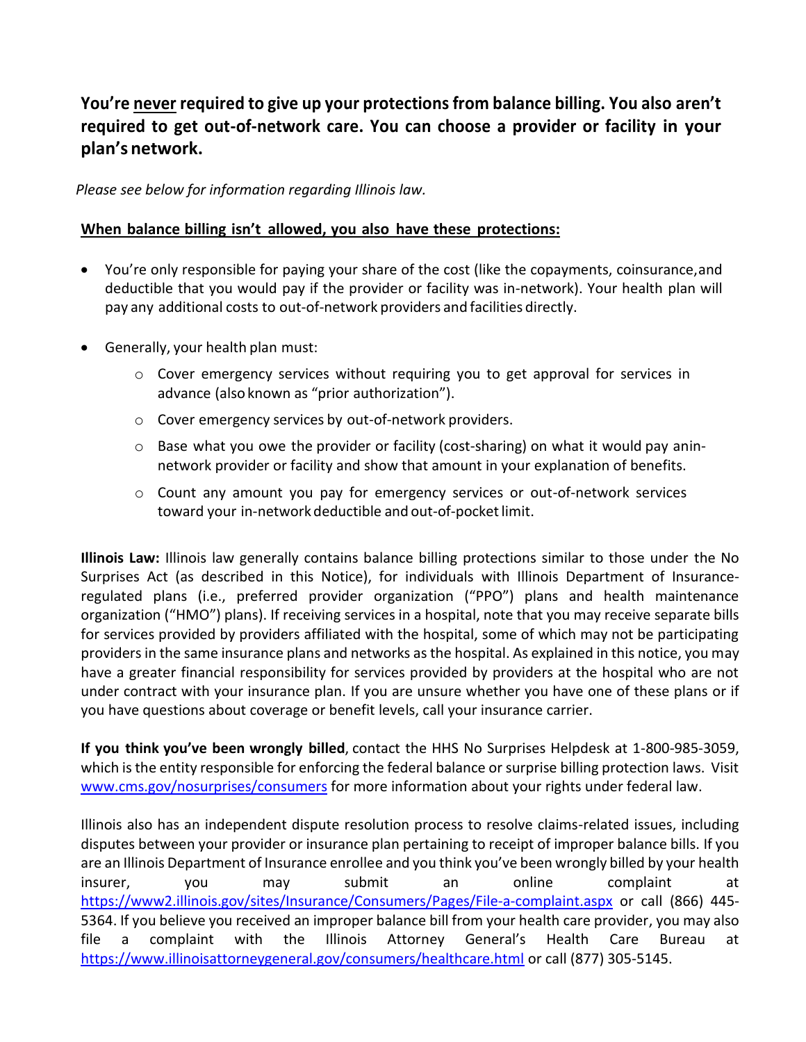## You're <u>never</u> required to give up your protections from balance billing. You also aren't required to get out-of-network care. You can choose a provider or facility in your plan's network.

*Please see below for information regarding Illinois law.*

**<u>When balance billing isn't allowed, you also have these protections:</u>**

- You're only responsible for paying your share of the cost (like the copayments, coinsurance, and deductible that you would pay if the provider or facility was in-network). Your health plan will pay any additional costs to out-of-network providers and facilities directly.
- Generally, your health plan must:
  - Cover emergency services without requiring you to get approval for services in advance (also known as "prior authorization").
  - Cover emergency services by out-of-network providers.
  - Base what you owe the provider or facility (cost-sharing) on what it would pay an in-network provider or facility and show that amount in your explanation of benefits.
  - Count any amount you pay for emergency services or out-of-network services toward your in-network deductible and out-of-pocket limit.

**Illinois Law:** Illinois law generally contains balance billing protections similar to those under the No Surprises Act (as described in this Notice), for individuals with Illinois Department of Insurance-regulated plans (i.e., preferred provider organization ("PPO") plans and health maintenance organization ("HMO") plans). If receiving services in a hospital, note that you may receive separate bills for services provided by providers affiliated with the hospital, some of which may not be participating providers in the same insurance plans and networks as the hospital. As explained in this notice, you may have a greater financial responsibility for services provided by providers at the hospital who are not under contract with your insurance plan. If you are unsure whether you have one of these plans or if you have questions about coverage or benefit levels, call your insurance carrier.

**If you think you've been wrongly billed**, contact the HHS No Surprises Helpdesk at 1-800-985-3059, which is the entity responsible for enforcing the federal balance or surprise billing protection laws. Visit [www.cms.gov/nosurprises/consumers](www.cms.gov/nosurprises/consumers) for more information about your rights under federal law.

Illinois also has an independent dispute resolution process to resolve claims-related issues, including disputes between your provider or insurance plan pertaining to receipt of improper balance bills. If you are an Illinois Department of Insurance enrollee and you think you've been wrongly billed by your health insurer, you may submit an online complaint at [https://www2.illinois.gov/sites/Insurance/Consumers/Pages/File-a-complaint.aspx](https://www2.illinois.gov/sites/Insurance/Consumers/Pages/File-a-complaint.aspx) or call (866) 445-5364. If you believe you received an improper balance bill from your health care provider, you may also file a complaint with the Illinois Attorney General's Health Care Bureau at [https://www.illinoisattorneygeneral.gov/consumers/healthcare.html](https://www.illinoisattorneygeneral.gov/consumers/healthcare.html) or call (877) 305-5145.